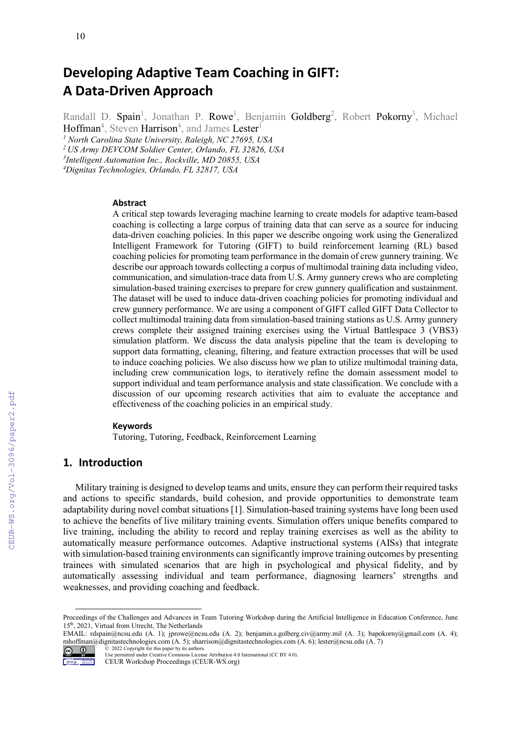# Developing Adaptive Team Coaching in GIFT: A Data-Driven Approach

Randall D. Spain[1], Jonathan P. Rowe[1], Benjamin Goldberg[2], Robert Pokorny[3], Michael Hoffman[4], Steven Harrison[4], and James Lester[1]

[1] *North Carolina State University, Raleigh, NC 27695, USA*
[2] *US Army DEVCOM Soldier Center, Orlando, FL 32826, USA*
[3] *Intelligent Automation Inc., Rockville, MD 20855, USA*
[4] *Dignitas Technologies, Orlando, FL 32817, USA*

### Abstract

A critical step towards leveraging machine learning to create models for adaptive team-based coaching is collecting a large corpus of training data that can serve as a source for inducing data-driven coaching policies. In this paper we describe ongoing work using the Generalized Intelligent Framework for Tutoring (GIFT) to build reinforcement learning (RL) based coaching policies for promoting team performance in the domain of crew gunnery training. We describe our approach towards collecting a corpus of multimodal training data including video, communication, and simulation-trace data from U.S. Army gunnery crews who are completing simulation-based training exercises to prepare for crew gunnery qualification and sustainment. The dataset will be used to induce data-driven coaching policies for promoting individual and crew gunnery performance. We are using a component of GIFT called GIFT Data Collector to collect multimodal training data from simulation-based training stations as U.S. Army gunnery crews complete their assigned training exercises using the Virtual Battlespace 3 (VBS3) simulation platform. We discuss the data analysis pipeline that the team is developing to support data formatting, cleaning, filtering, and feature extraction processes that will be used to induce coaching policies. We also discuss how we plan to utilize multimodal training data, including crew communication logs, to iteratively refine the domain assessment model to support individual and team performance analysis and state classification. We conclude with a discussion of our upcoming research activities that aim to evaluate the acceptance and effectiveness of the coaching policies in an empirical study.

### Keywords

Tutoring, Tutoring, Feedback, Reinforcement Learning

## 1. Introduction

Military training is designed to develop teams and units, ensure they can perform their required tasks and actions to specific standards, build cohesion, and provide opportunities to demonstrate team adaptability during novel combat situations [1]. Simulation-based training systems have long been used to achieve the benefits of live military training events. Simulation offers unique benefits compared to live training, including the ability to record and replay training exercises as well as the ability to automatically measure performance outcomes. Adaptive instructional systems (AISs) that integrate with simulation-based training environments can significantly improve training outcomes by presenting trainees with simulated scenarios that are high in psychological and physical fidelity, and by automatically assessing individual and team performance, diagnosing learners' strengths and weaknesses, and providing coaching and feedback.

---

Proceedings of the Challenges and Advances in Team Tutoring Workshop during the Artificial Intelligence in Education Conference, June 15th, 2021, Virtual from Utrecht, The Netherlands
EMAIL: rdspain@ncsu.edu (A. 1); jprowe@ncsu.edu (A. 2); benjamin.s.golberg.civ@army.mil (A. 3); bapokorny@gmail.com (A. 4); mhoffman@dignitastechnologies.com (A. 5); sharrison@dignitastechnologies.com (A. 6); lester@ncsu.edu (A. 7)
© 2022 Copyright for this paper by its authors.
Use permitted under Creative Commons License Attribution 4.0 International (CC BY 4.0).
CEUR Workshop Proceedings (CEUR-WS.org)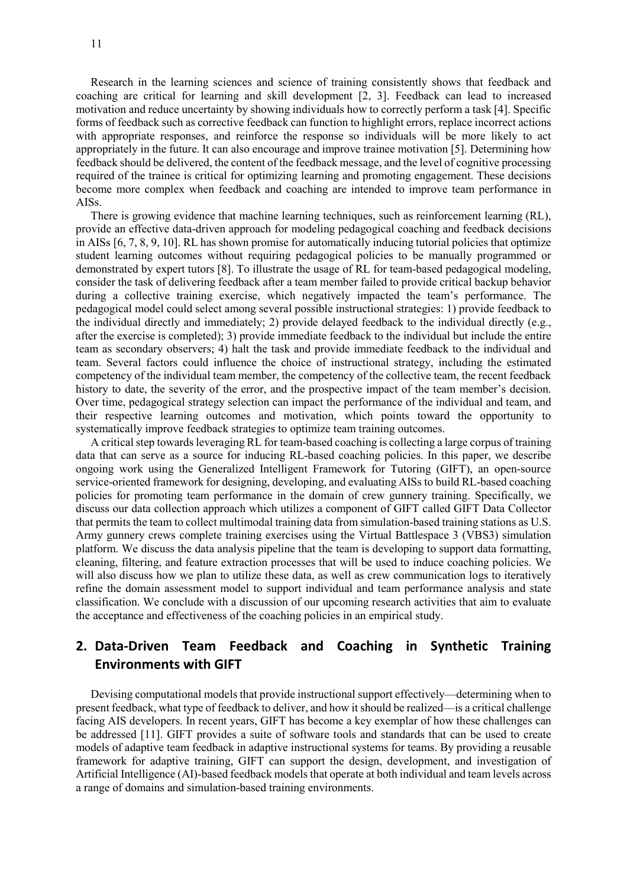Research in the learning sciences and science of training consistently shows that feedback and coaching are critical for learning and skill development [2, 3]. Feedback can lead to increased motivation and reduce uncertainty by showing individuals how to correctly perform a task [4]. Specific forms of feedback such as corrective feedback can function to highlight errors, replace incorrect actions with appropriate responses, and reinforce the response so individuals will be more likely to act appropriately in the future. It can also encourage and improve trainee motivation [5]. Determining how feedback should be delivered, the content of the feedback message, and the level of cognitive processing required of the trainee is critical for optimizing learning and promoting engagement. These decisions become more complex when feedback and coaching are intended to improve team performance in AISs.

There is growing evidence that machine learning techniques, such as reinforcement learning (RL), provide an effective data-driven approach for modeling pedagogical coaching and feedback decisions in AISs [6, 7, 8, 9, 10]. RL has shown promise for automatically inducing tutorial policies that optimize student learning outcomes without requiring pedagogical policies to be manually programmed or demonstrated by expert tutors [8]. To illustrate the usage of RL for team-based pedagogical modeling, consider the task of delivering feedback after a team member failed to provide critical backup behavior during a collective training exercise, which negatively impacted the team's performance. The pedagogical model could select among several possible instructional strategies: 1) provide feedback to the individual directly and immediately; 2) provide delayed feedback to the individual directly (e.g., after the exercise is completed); 3) provide immediate feedback to the individual but include the entire team as secondary observers; 4) halt the task and provide immediate feedback to the individual and team. Several factors could influence the choice of instructional strategy, including the estimated competency of the individual team member, the competency of the collective team, the recent feedback history to date, the severity of the error, and the prospective impact of the team member's decision. Over time, pedagogical strategy selection can impact the performance of the individual and team, and their respective learning outcomes and motivation, which points toward the opportunity to systematically improve feedback strategies to optimize team training outcomes.

A critical step towards leveraging RL for team-based coaching is collecting a large corpus of training data that can serve as a source for inducing RL-based coaching policies. In this paper, we describe ongoing work using the Generalized Intelligent Framework for Tutoring (GIFT), an open-source service-oriented framework for designing, developing, and evaluating AISs to build RL-based coaching policies for promoting team performance in the domain of crew gunnery training. Specifically, we discuss our data collection approach which utilizes a component of GIFT called GIFT Data Collector that permits the team to collect multimodal training data from simulation-based training stations as U.S. Army gunnery crews complete training exercises using the Virtual Battlespace 3 (VBS3) simulation platform. We discuss the data analysis pipeline that the team is developing to support data formatting, cleaning, filtering, and feature extraction processes that will be used to induce coaching policies. We will also discuss how we plan to utilize these data, as well as crew communication logs to iteratively refine the domain assessment model to support individual and team performance analysis and state classification. We conclude with a discussion of our upcoming research activities that aim to evaluate the acceptance and effectiveness of the coaching policies in an empirical study.

## 2. Data-Driven Team Feedback and Coaching in Synthetic Training Environments with GIFT

Devising computational models that provide instructional support effectively—determining when to present feedback, what type of feedback to deliver, and how it should be realized—is a critical challenge facing AIS developers. In recent years, GIFT has become a key exemplar of how these challenges can be addressed [11]. GIFT provides a suite of software tools and standards that can be used to create models of adaptive team feedback in adaptive instructional systems for teams. By providing a reusable framework for adaptive training, GIFT can support the design, development, and investigation of Artificial Intelligence (AI)-based feedback models that operate at both individual and team levels across a range of domains and simulation-based training environments.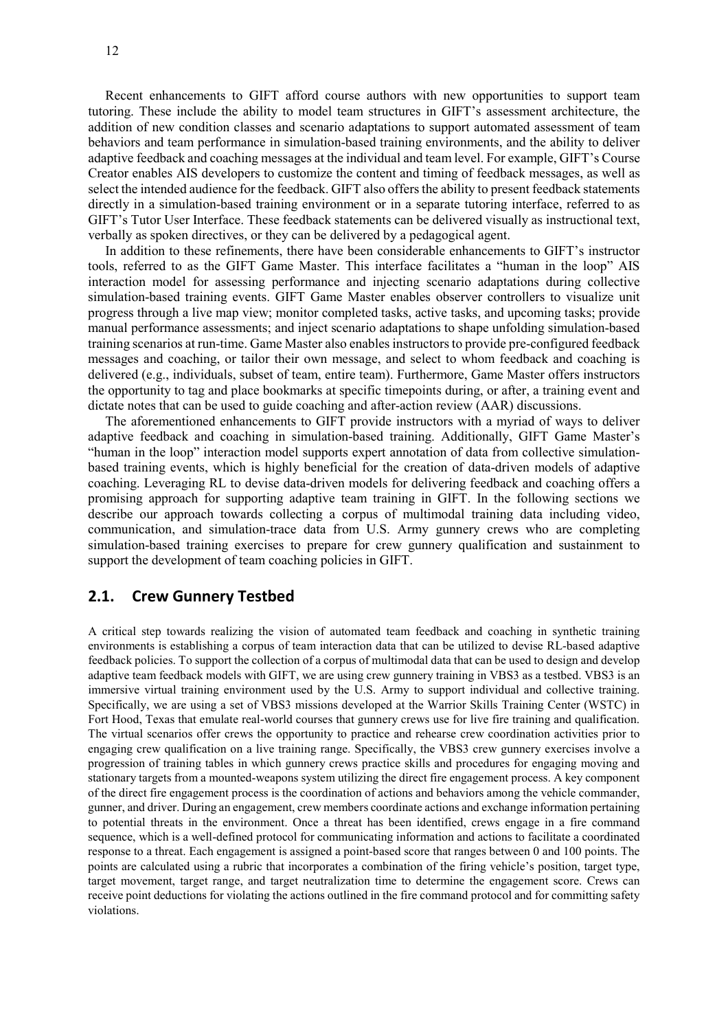Recent enhancements to GIFT afford course authors with new opportunities to support team tutoring. These include the ability to model team structures in GIFT's assessment architecture, the addition of new condition classes and scenario adaptations to support automated assessment of team behaviors and team performance in simulation-based training environments, and the ability to deliver adaptive feedback and coaching messages at the individual and team level. For example, GIFT's Course Creator enables AIS developers to customize the content and timing of feedback messages, as well as select the intended audience for the feedback. GIFT also offers the ability to present feedback statements directly in a simulation-based training environment or in a separate tutoring interface, referred to as GIFT's Tutor User Interface. These feedback statements can be delivered visually as instructional text, verbally as spoken directives, or they can be delivered by a pedagogical agent.

In addition to these refinements, there have been considerable enhancements to GIFT's instructor tools, referred to as the GIFT Game Master. This interface facilitates a "human in the loop" AIS interaction model for assessing performance and injecting scenario adaptations during collective simulation-based training events. GIFT Game Master enables observer controllers to visualize unit progress through a live map view; monitor completed tasks, active tasks, and upcoming tasks; provide manual performance assessments; and inject scenario adaptations to shape unfolding simulation-based training scenarios at run-time. Game Master also enables instructors to provide pre-configured feedback messages and coaching, or tailor their own message, and select to whom feedback and coaching is delivered (e.g., individuals, subset of team, entire team). Furthermore, Game Master offers instructors the opportunity to tag and place bookmarks at specific timepoints during, or after, a training event and dictate notes that can be used to guide coaching and after-action review (AAR) discussions.

The aforementioned enhancements to GIFT provide instructors with a myriad of ways to deliver adaptive feedback and coaching in simulation-based training. Additionally, GIFT Game Master's "human in the loop" interaction model supports expert annotation of data from collective simulation-based training events, which is highly beneficial for the creation of data-driven models of adaptive coaching. Leveraging RL to devise data-driven models for delivering feedback and coaching offers a promising approach for supporting adaptive team training in GIFT. In the following sections we describe our approach towards collecting a corpus of multimodal training data including video, communication, and simulation-trace data from U.S. Army gunnery crews who are completing simulation-based training exercises to prepare for crew gunnery qualification and sustainment to support the development of team coaching policies in GIFT.

## 2.1. Crew Gunnery Testbed

A critical step towards realizing the vision of automated team feedback and coaching in synthetic training environments is establishing a corpus of team interaction data that can be utilized to devise RL-based adaptive feedback policies. To support the collection of a corpus of multimodal data that can be used to design and develop adaptive team feedback models with GIFT, we are using crew gunnery training in VBS3 as a testbed. VBS3 is an immersive virtual training environment used by the U.S. Army to support individual and collective training. Specifically, we are using a set of VBS3 missions developed at the Warrior Skills Training Center (WSTC) in Fort Hood, Texas that emulate real-world courses that gunnery crews use for live fire training and qualification. The virtual scenarios offer crews the opportunity to practice and rehearse crew coordination activities prior to engaging crew qualification on a live training range. Specifically, the VBS3 crew gunnery exercises involve a progression of training tables in which gunnery crews practice skills and procedures for engaging moving and stationary targets from a mounted-weapons system utilizing the direct fire engagement process. A key component of the direct fire engagement process is the coordination of actions and behaviors among the vehicle commander, gunner, and driver. During an engagement, crew members coordinate actions and exchange information pertaining to potential threats in the environment. Once a threat has been identified, crews engage in a fire command sequence, which is a well-defined protocol for communicating information and actions to facilitate a coordinated response to a threat. Each engagement is assigned a point-based score that ranges between 0 and 100 points. The points are calculated using a rubric that incorporates a combination of the firing vehicle's position, target type, target movement, target range, and target neutralization time to determine the engagement score. Crews can receive point deductions for violating the actions outlined in the fire command protocol and for committing safety violations.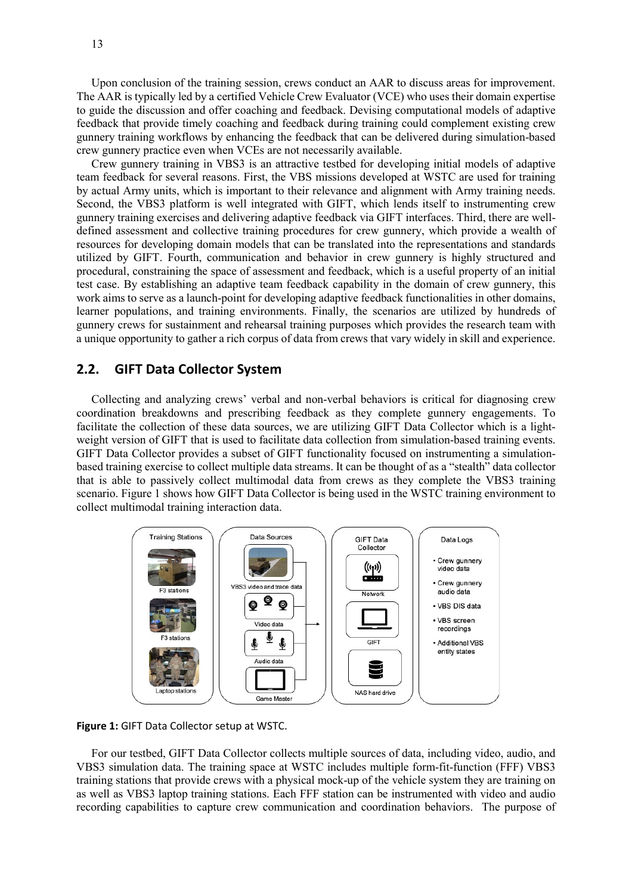Upon conclusion of the training session, crews conduct an AAR to discuss areas for improvement. The AAR is typically led by a certified Vehicle Crew Evaluator (VCE) who uses their domain expertise to guide the discussion and offer coaching and feedback. Devising computational models of adaptive feedback that provide timely coaching and feedback during training could complement existing crew gunnery training workflows by enhancing the feedback that can be delivered during simulation-based crew gunnery practice even when VCEs are not necessarily available.

Crew gunnery training in VBS3 is an attractive testbed for developing initial models of adaptive team feedback for several reasons. First, the VBS missions developed at WSTC are used for training by actual Army units, which is important to their relevance and alignment with Army training needs. Second, the VBS3 platform is well integrated with GIFT, which lends itself to instrumenting crew gunnery training exercises and delivering adaptive feedback via GIFT interfaces. Third, there are well-defined assessment and collective training procedures for crew gunnery, which provide a wealth of resources for developing domain models that can be translated into the representations and standards utilized by GIFT. Fourth, communication and behavior in crew gunnery is highly structured and procedural, constraining the space of assessment and feedback, which is a useful property of an initial test case. By establishing an adaptive team feedback capability in the domain of crew gunnery, this work aims to serve as a launch-point for developing adaptive feedback functionalities in other domains, learner populations, and training environments. Finally, the scenarios are utilized by hundreds of gunnery crews for sustainment and rehearsal training purposes which provides the research team with a unique opportunity to gather a rich corpus of data from crews that vary widely in skill and experience.

## 2.2. GIFT Data Collector System

Collecting and analyzing crews' verbal and non-verbal behaviors is critical for diagnosing crew coordination breakdowns and prescribing feedback as they complete gunnery engagements. To facilitate the collection of these data sources, we are utilizing GIFT Data Collector which is a light-weight version of GIFT that is used to facilitate data collection from simulation-based training events. GIFT Data Collector provides a subset of GIFT functionality focused on instrumenting a simulation-based training exercise to collect multiple data streams. It can be thought of as a "stealth" data collector that is able to passively collect multimodal data from crews as they complete the VBS3 training scenario. Figure 1 shows how GIFT Data Collector is being used in the WSTC training environment to collect multimodal training interaction data.

**Figure 1:** GIFT Data Collector setup at WSTC.

For our testbed, GIFT Data Collector collects multiple sources of data, including video, audio, and VBS3 simulation data. The training space at WSTC includes multiple form-fit-function (FFF) VBS3 training stations that provide crews with a physical mock-up of the vehicle system they are training on as well as VBS3 laptop training stations. Each FFF station can be instrumented with video and audio recording capabilities to capture crew communication and coordination behaviors. The purpose of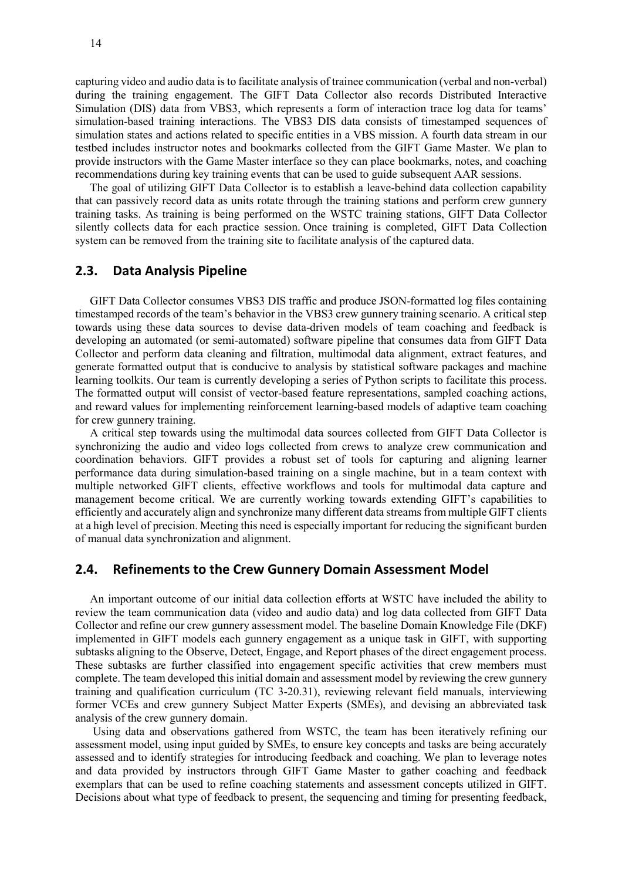capturing video and audio data is to facilitate analysis of trainee communication (verbal and non-verbal) during the training engagement. The GIFT Data Collector also records Distributed Interactive Simulation (DIS) data from VBS3, which represents a form of interaction trace log data for teams' simulation-based training interactions. The VBS3 DIS data consists of timestamped sequences of simulation states and actions related to specific entities in a VBS mission. A fourth data stream in our testbed includes instructor notes and bookmarks collected from the GIFT Game Master. We plan to provide instructors with the Game Master interface so they can place bookmarks, notes, and coaching recommendations during key training events that can be used to guide subsequent AAR sessions.

The goal of utilizing GIFT Data Collector is to establish a leave-behind data collection capability that can passively record data as units rotate through the training stations and perform crew gunnery training tasks. As training is being performed on the WSTC training stations, GIFT Data Collector silently collects data for each practice session. Once training is completed, GIFT Data Collection system can be removed from the training site to facilitate analysis of the captured data.

## 2.3. Data Analysis Pipeline

GIFT Data Collector consumes VBS3 DIS traffic and produce JSON-formatted log files containing timestamped records of the team's behavior in the VBS3 crew gunnery training scenario. A critical step towards using these data sources to devise data-driven models of team coaching and feedback is developing an automated (or semi-automated) software pipeline that consumes data from GIFT Data Collector and perform data cleaning and filtration, multimodal data alignment, extract features, and generate formatted output that is conducive to analysis by statistical software packages and machine learning toolkits. Our team is currently developing a series of Python scripts to facilitate this process. The formatted output will consist of vector-based feature representations, sampled coaching actions, and reward values for implementing reinforcement learning-based models of adaptive team coaching for crew gunnery training.

A critical step towards using the multimodal data sources collected from GIFT Data Collector is synchronizing the audio and video logs collected from crews to analyze crew communication and coordination behaviors. GIFT provides a robust set of tools for capturing and aligning learner performance data during simulation-based training on a single machine, but in a team context with multiple networked GIFT clients, effective workflows and tools for multimodal data capture and management become critical. We are currently working towards extending GIFT's capabilities to efficiently and accurately align and synchronize many different data streams from multiple GIFT clients at a high level of precision. Meeting this need is especially important for reducing the significant burden of manual data synchronization and alignment.

## 2.4. Refinements to the Crew Gunnery Domain Assessment Model

An important outcome of our initial data collection efforts at WSTC have included the ability to review the team communication data (video and audio data) and log data collected from GIFT Data Collector and refine our crew gunnery assessment model. The baseline Domain Knowledge File (DKF) implemented in GIFT models each gunnery engagement as a unique task in GIFT, with supporting subtasks aligning to the Observe, Detect, Engage, and Report phases of the direct engagement process. These subtasks are further classified into engagement specific activities that crew members must complete. The team developed this initial domain and assessment model by reviewing the crew gunnery training and qualification curriculum (TC 3-20.31), reviewing relevant field manuals, interviewing former VCEs and crew gunnery Subject Matter Experts (SMEs), and devising an abbreviated task analysis of the crew gunnery domain.

Using data and observations gathered from WSTC, the team has been iteratively refining our assessment model, using input guided by SMEs, to ensure key concepts and tasks are being accurately assessed and to identify strategies for introducing feedback and coaching. We plan to leverage notes and data provided by instructors through GIFT Game Master to gather coaching and feedback exemplars that can be used to refine coaching statements and assessment concepts utilized in GIFT. Decisions about what type of feedback to present, the sequencing and timing for presenting feedback,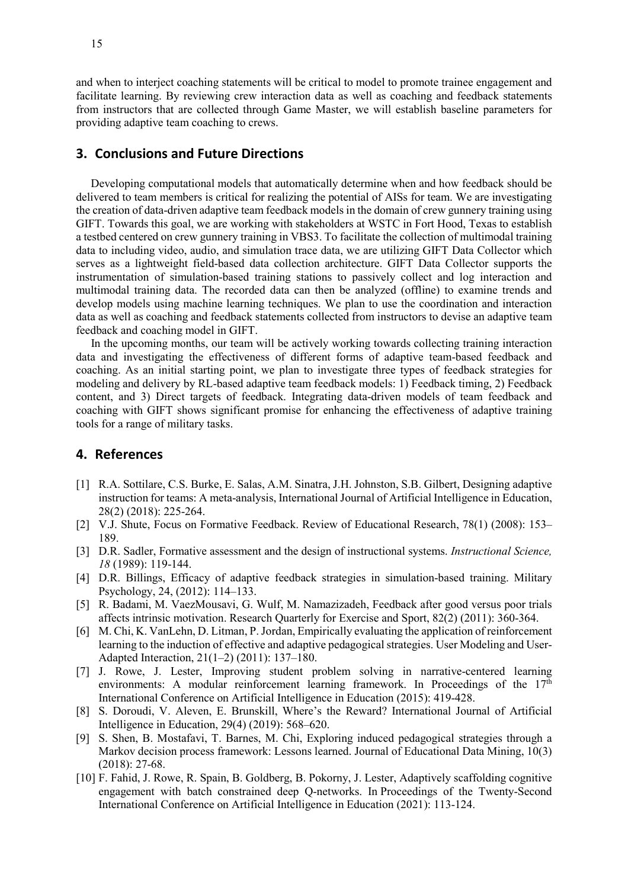and when to interject coaching statements will be critical to model to promote trainee engagement and facilitate learning. By reviewing crew interaction data as well as coaching and feedback statements from instructors that are collected through Game Master, we will establish baseline parameters for providing adaptive team coaching to crews.

## 3. Conclusions and Future Directions

Developing computational models that automatically determine when and how feedback should be delivered to team members is critical for realizing the potential of AISs for team. We are investigating the creation of data-driven adaptive team feedback models in the domain of crew gunnery training using GIFT. Towards this goal, we are working with stakeholders at WSTC in Fort Hood, Texas to establish a testbed centered on crew gunnery training in VBS3. To facilitate the collection of multimodal training data to including video, audio, and simulation trace data, we are utilizing GIFT Data Collector which serves as a lightweight field-based data collection architecture. GIFT Data Collector supports the instrumentation of simulation-based training stations to passively collect and log interaction and multimodal training data. The recorded data can then be analyzed (offline) to examine trends and develop models using machine learning techniques. We plan to use the coordination and interaction data as well as coaching and feedback statements collected from instructors to devise an adaptive team feedback and coaching model in GIFT.

In the upcoming months, our team will be actively working towards collecting training interaction data and investigating the effectiveness of different forms of adaptive team-based feedback and coaching. As an initial starting point, we plan to investigate three types of feedback strategies for modeling and delivery by RL-based adaptive team feedback models: 1) Feedback timing, 2) Feedback content, and 3) Direct targets of feedback. Integrating data-driven models of team feedback and coaching with GIFT shows significant promise for enhancing the effectiveness of adaptive training tools for a range of military tasks.

## 4. References

[1] R.A. Sottilare, C.S. Burke, E. Salas, A.M. Sinatra, J.H. Johnston, S.B. Gilbert, Designing adaptive instruction for teams: A meta-analysis, International Journal of Artificial Intelligence in Education, 28(2) (2018): 225-264.

[2] V.J. Shute, Focus on Formative Feedback. Review of Educational Research, 78(1) (2008): 153–189.

[3] D.R. Sadler, Formative assessment and the design of instructional systems. *Instructional Science, 18* (1989): 119-144.

[4] D.R. Billings, Efficacy of adaptive feedback strategies in simulation-based training. Military Psychology, 24, (2012): 114–133.

[5] R. Badami, M. VaezMousavi, G. Wulf, M. Namazizadeh, Feedback after good versus poor trials affects intrinsic motivation. Research Quarterly for Exercise and Sport, 82(2) (2011): 360-364.

[6] M. Chi, K. VanLehn, D. Litman, P. Jordan, Empirically evaluating the application of reinforcement learning to the induction of effective and adaptive pedagogical strategies. User Modeling and User-Adapted Interaction, 21(1–2) (2011): 137–180.

[7] J. Rowe, J. Lester, Improving student problem solving in narrative-centered learning environments: A modular reinforcement learning framework. In Proceedings of the 17th International Conference on Artificial Intelligence in Education (2015): 419-428.

[8] S. Doroudi, V. Aleven, E. Brunskill, Where's the Reward? International Journal of Artificial Intelligence in Education, 29(4) (2019): 568–620.

[9] S. Shen, B. Mostafavi, T. Barnes, M. Chi, Exploring induced pedagogical strategies through a Markov decision process framework: Lessons learned. Journal of Educational Data Mining, 10(3) (2018): 27-68.

[10] F. Fahid, J. Rowe, R. Spain, B. Goldberg, B. Pokorny, J. Lester, Adaptively scaffolding cognitive engagement with batch constrained deep Q-networks. In Proceedings of the Twenty-Second International Conference on Artificial Intelligence in Education (2021): 113-124.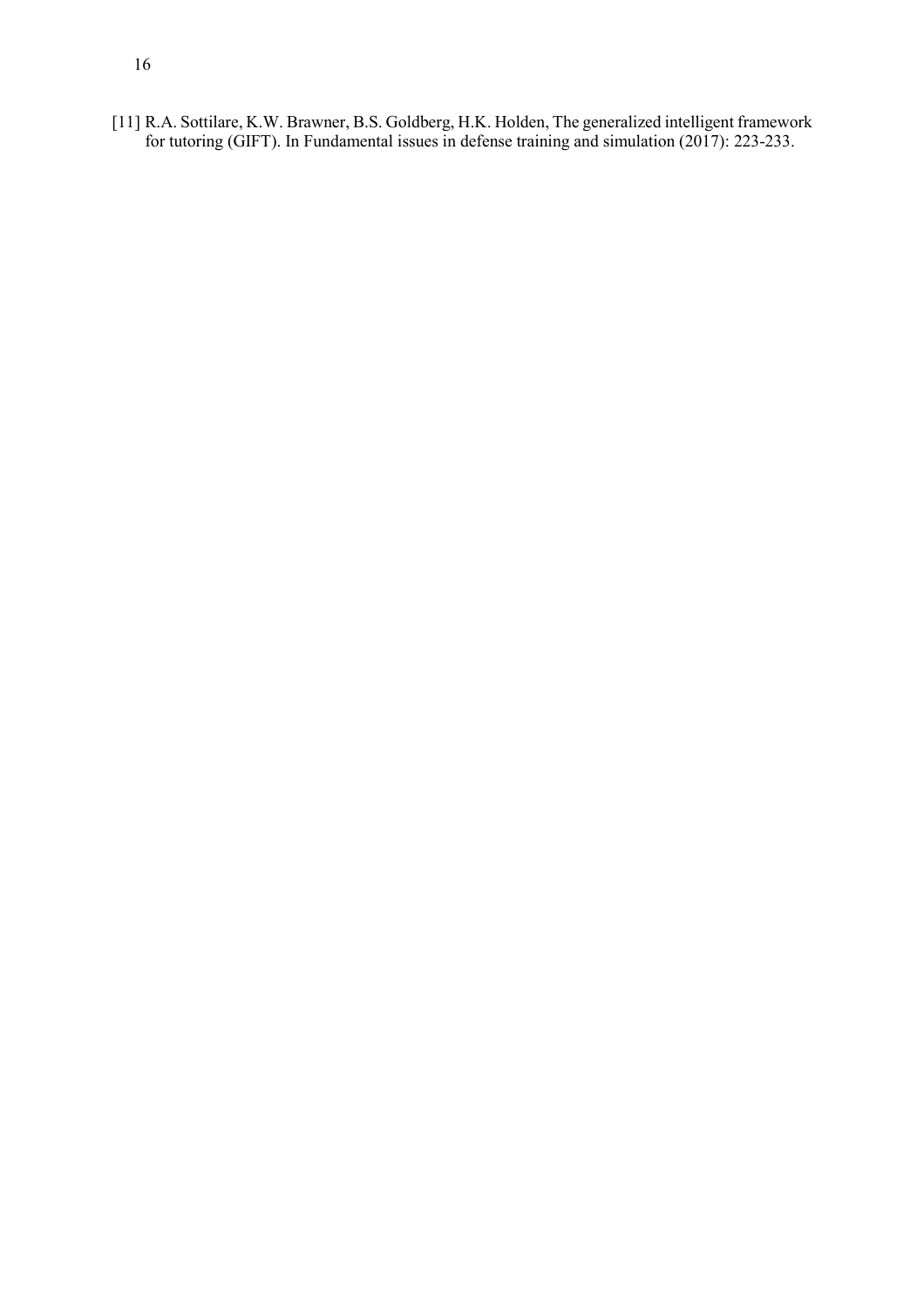[11] R.A. Sottilare, K.W. Brawner, B.S. Goldberg, H.K. Holden, The generalized intelligent framework for tutoring (GIFT). In Fundamental issues in defense training and simulation (2017): 223-233.